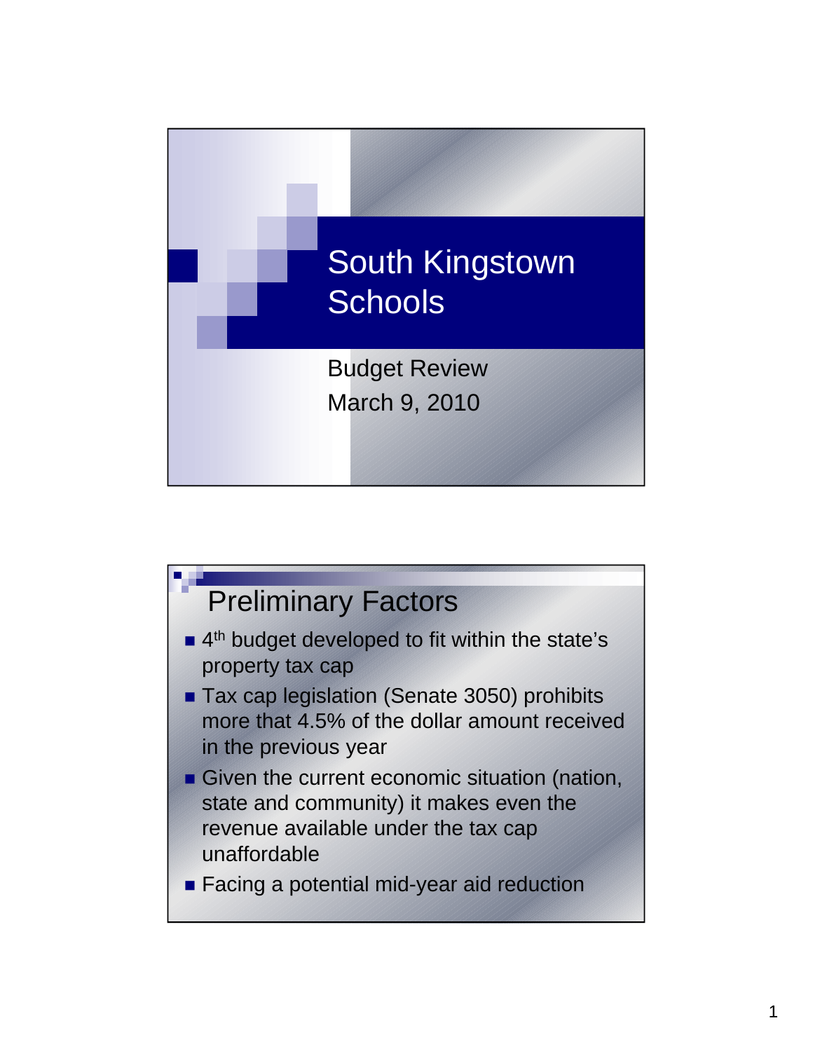# South Kingstown Schools

Budget Review
March 9, 2010

## Preliminary Factors

- 4th budget developed to fit within the state's property tax cap
- Tax cap legislation (Senate 3050) prohibits more that 4.5% of the dollar amount received in the previous year
- Given the current economic situation (nation, state and community) it makes even the revenue available under the tax cap unaffordable
- Facing a potential mid-year aid reduction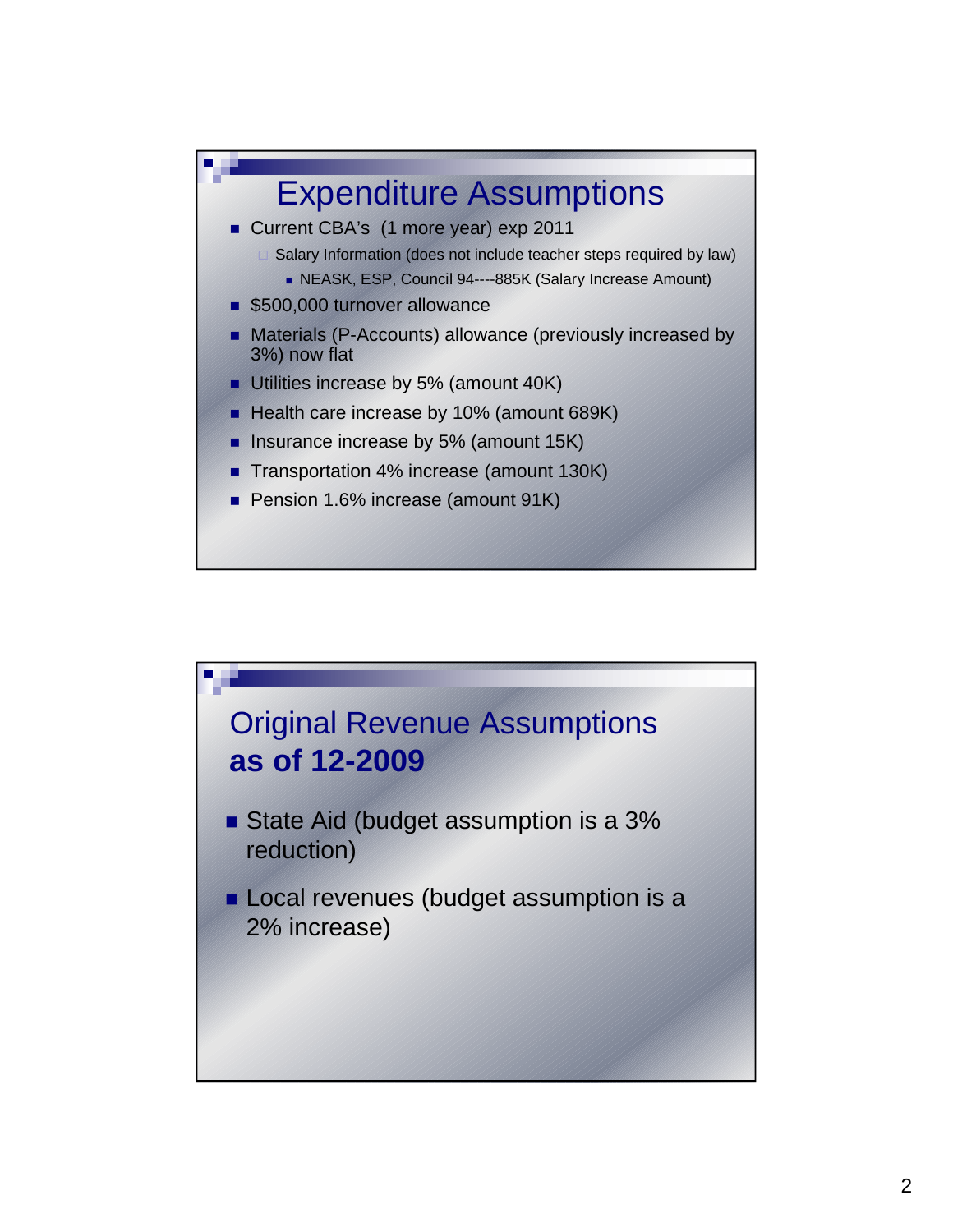## Expenditure Assumptions

- Current CBA's (1 more year) exp 2011
  - Salary Information (does not include teacher steps required by law)
    - NEASK, ESP, Council 94----885K (Salary Increase Amount)
- $500,000 turnover allowance
- Materials (P-Accounts) allowance (previously increased by 3%) now flat
- Utilities increase by 5% (amount 40K)
- Health care increase by 10% (amount 689K)
- Insurance increase by 5% (amount 15K)
- Transportation 4% increase (amount 130K)
- Pension 1.6% increase (amount 91K)

## Original Revenue Assumptions **as of 12-2009**

- State Aid (budget assumption is a 3% reduction)
- Local revenues (budget assumption is a 2% increase)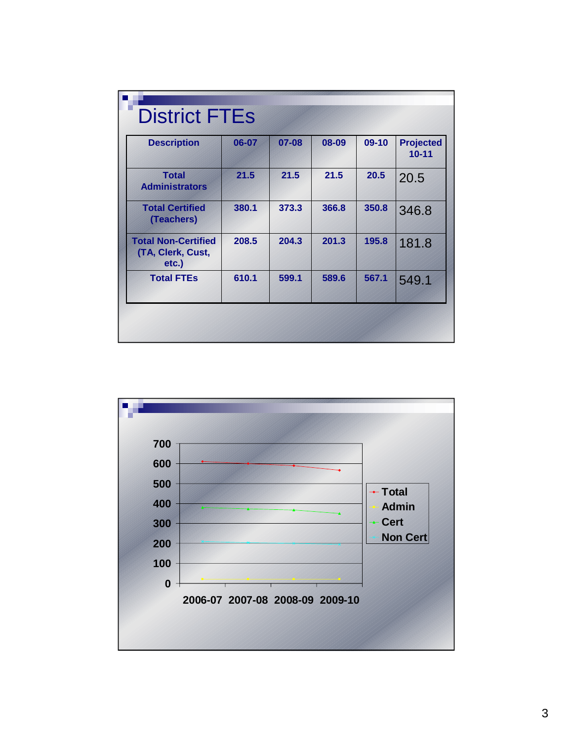# District FTEs

| Description | 06-07 | 07-08 | 08-09 | 09-10 | Projected 10-11 |
|---|---|---|---|---|---|
| Total Administrators | 21.5 | 21.5 | 21.5 | 20.5 | 20.5 |
| Total Certified (Teachers) | 380.1 | 373.3 | 366.8 | 350.8 | 346.8 |
| Total Non-Certified (TA, Clerk, Cust, etc.) | 208.5 | 204.3 | 201.3 | 195.8 | 181.8 |
| Total FTEs | 610.1 | 599.1 | 589.6 | 567.1 | 549.1 |

700
600
500
400
300
200
100
0

2006-07 2007-08 2008-09 2009-10

Total
Admin
Cert
Non Cert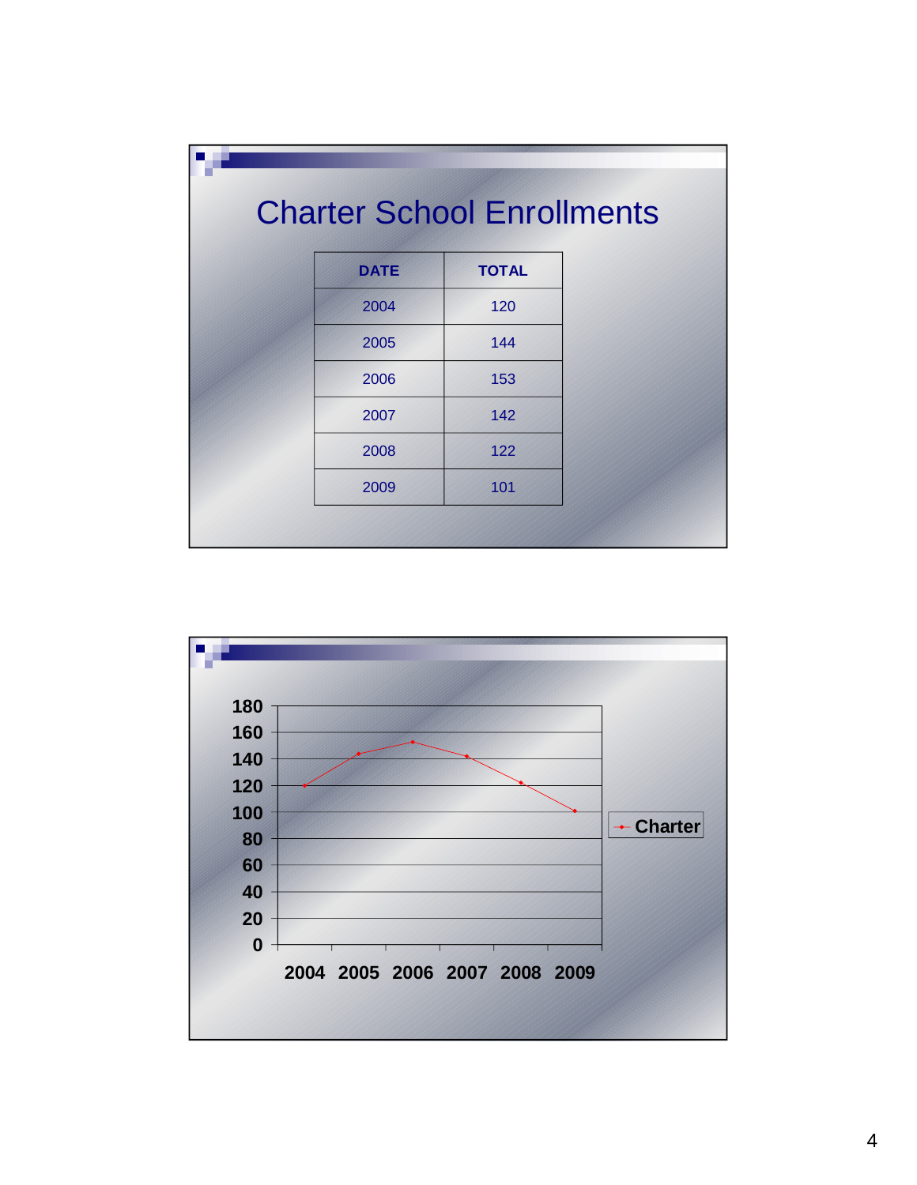# Charter School Enrollments

| DATE | TOTAL |
|---|---|
| 2004 | 120 |
| 2005 | 144 |
| 2006 | 153 |
| 2007 | 142 |
| 2008 | 122 |
| 2009 | 101 |

| | Charter |
|---|---|
| 2004 | 120 |
| 2005 | 144 |
| 2006 | 153 |
| 2007 | 142 |
| 2008 | 122 |
| 2009 | 101 |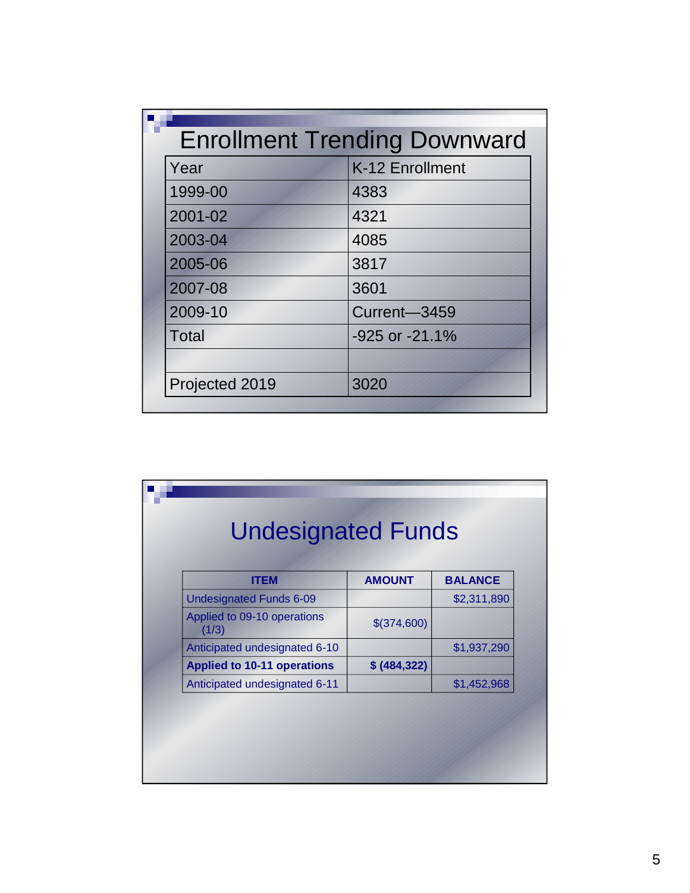## Enrollment Trending Downward

| Year | K-12 Enrollment |
|---|---|
| 1999-00 | 4383 |
| 2001-02 | 4321 |
| 2003-04 | 4085 |
| 2005-06 | 3817 |
| 2007-08 | 3601 |
| 2009-10 | Current—3459 |
| Total | -925 or -21.1% |
| | |
| Projected 2019 | 3020 |

## Undesignated Funds

| ITEM | AMOUNT | BALANCE |
|---|---|---|
| Undesignated Funds 6-09 | | $2,311,890 |
| Applied to 09-10 operations (1/3) | $(374,600) | |
| Anticipated undesignated 6-10 | | $1,937,290 |
| **Applied to 10-11 operations** | **$ (484,322)** | |
| Anticipated undesignated 6-11 | | $1,452,968 |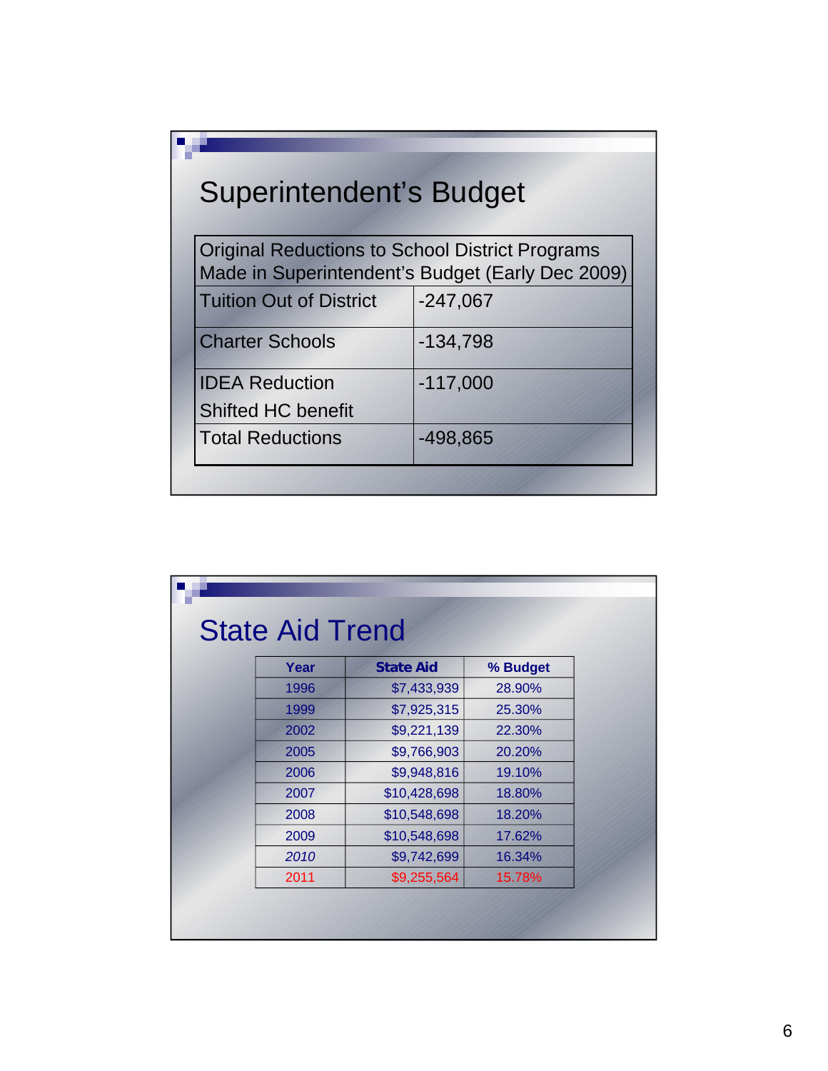# Superintendent's Budget

| Original Reductions to School District Programs Made in Superintendent's Budget (Early Dec 2009) | |
|---|---|
| Tuition Out of District | -247,067 |
| Charter Schools | -134,798 |
| IDEA Reduction<br>Shifted HC benefit | -117,000 |
| Total Reductions | -498,865 |

# State Aid Trend

| Year | State Aid | % Budget |
|---|---|---|
| 1996 | $7,433,939 | 28.90% |
| 1999 | $7,925,315 | 25.30% |
| 2002 | $9,221,139 | 22.30% |
| 2005 | $9,766,903 | 20.20% |
| 2006 | $9,948,816 | 19.10% |
| 2007 | $10,428,698 | 18.80% |
| 2008 | $10,548,698 | 18.20% |
| 2009 | $10,548,698 | 17.62% |
| *2010* | $9,742,699 | 16.34% |
| 2011 | $9,255,564 | 15.78% |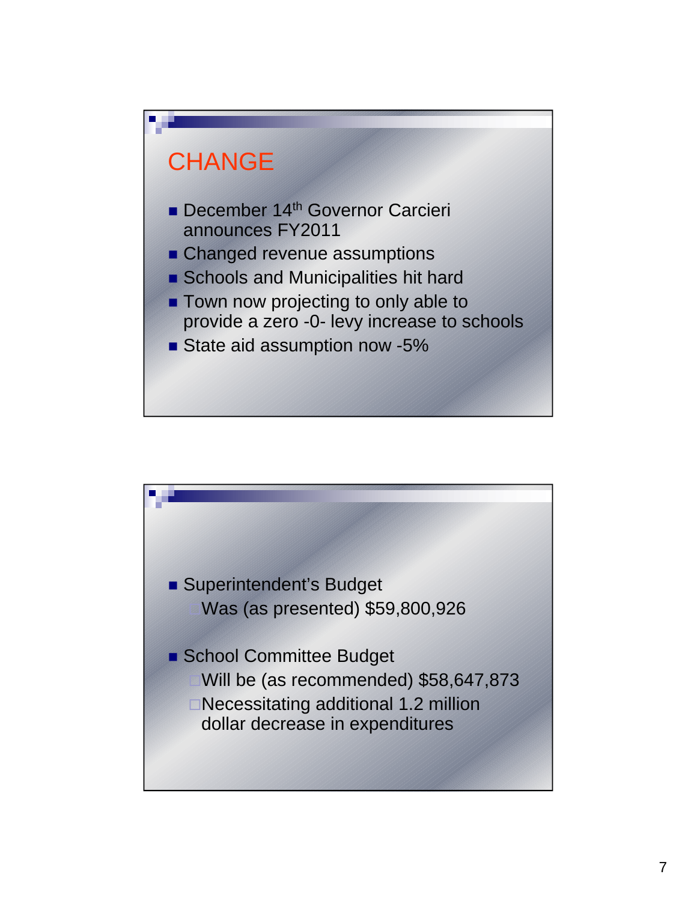## CHANGE

- December 14th Governor Carcieri announces FY2011
- Changed revenue assumptions
- Schools and Municipalities hit hard
- Town now projecting to only able to provide a zero -0- levy increase to schools
- State aid assumption now -5%

---

- Superintendent's Budget
  - Was (as presented) $59,800,926
- School Committee Budget
  - Will be (as recommended) $58,647,873
  - Necessitating additional 1.2 million dollar decrease in expenditures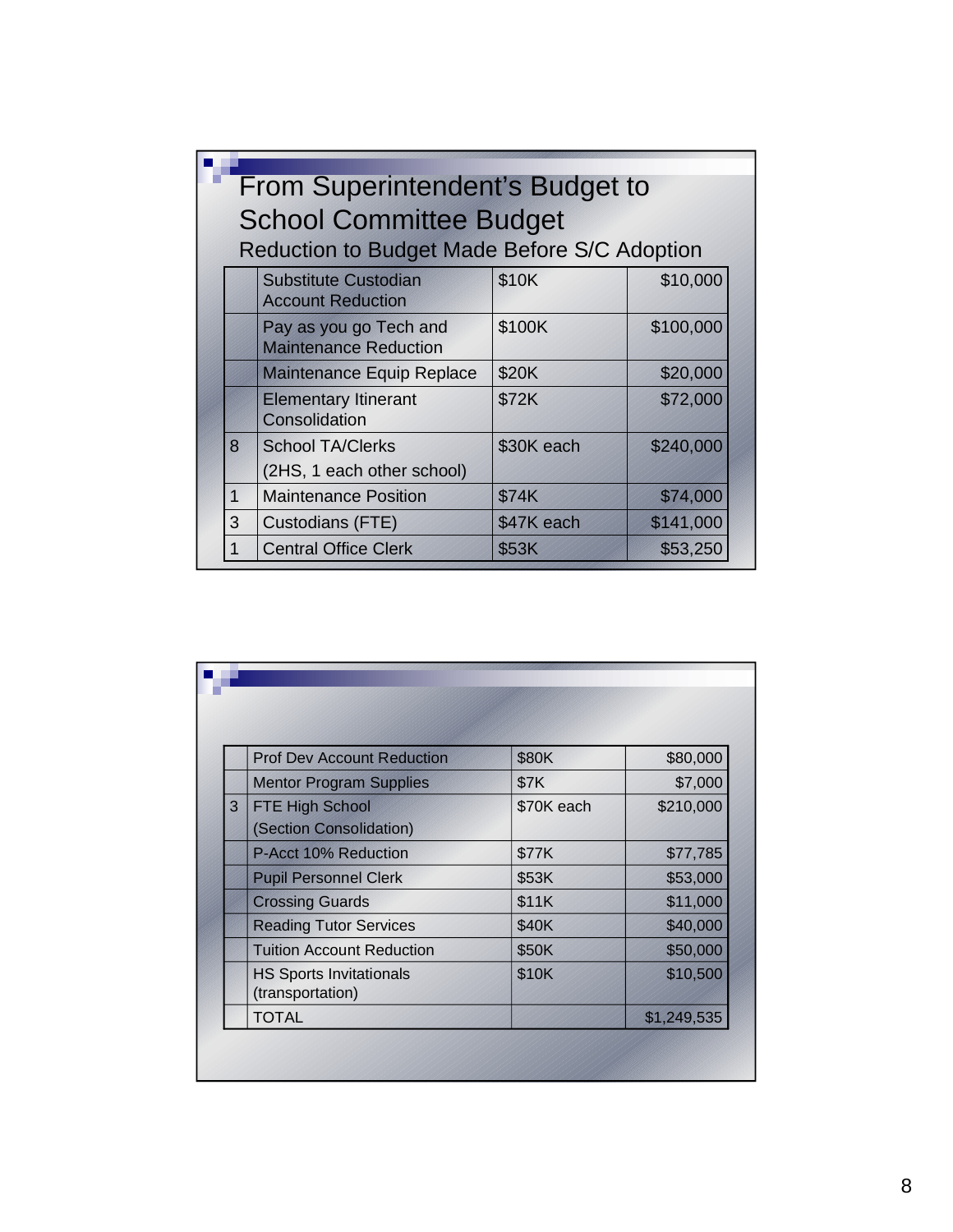# From Superintendent's Budget to School Committee Budget

## Reduction to Budget Made Before S/C Adoption

| | | | |
|---|---|---|---|
| | Substitute Custodian Account Reduction | $10K | $10,000 |
| | Pay as you go Tech and Maintenance Reduction | $100K | $100,000 |
| | Maintenance Equip Replace | $20K | $20,000 |
| | Elementary Itinerant Consolidation | $72K | $72,000 |
| 8 | School TA/Clerks (2HS, 1 each other school) | $30K each | $240,000 |
| 1 | Maintenance Position | $74K | $74,000 |
| 3 | Custodians (FTE) | $47K each | $141,000 |
| 1 | Central Office Clerk | $53K | $53,250 |
| | Prof Dev Account Reduction | $80K | $80,000 |
| | Mentor Program Supplies | $7K | $7,000 |
| 3 | FTE High School (Section Consolidation) | $70K each | $210,000 |
| | P-Acct 10% Reduction | $77K | $77,785 |
| | Pupil Personnel Clerk | $53K | $53,000 |
| | Crossing Guards | $11K | $11,000 |
| | Reading Tutor Services | $40K | $40,000 |
| | Tuition Account Reduction | $50K | $50,000 |
| | HS Sports Invitationals (transportation) | $10K | $10,500 |
| | TOTAL | | $1,249,535 |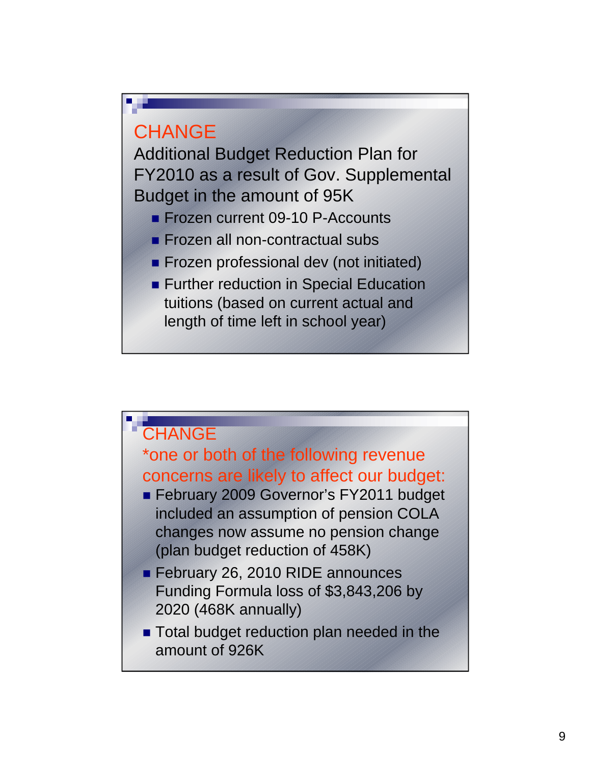## CHANGE

Additional Budget Reduction Plan for FY2010 as a result of Gov. Supplemental Budget in the amount of 95K

- Frozen current 09-10 P-Accounts
- Frozen all non-contractual subs
- Frozen professional dev (not initiated)
- Further reduction in Special Education tuitions (based on current actual and length of time left in school year)

## CHANGE

*one or both of the following revenue concerns are likely to affect our budget:

- February 2009 Governor's FY2011 budget included an assumption of pension COLA changes now assume no pension change (plan budget reduction of 458K)
- February 26, 2010 RIDE announces Funding Formula loss of $3,843,206 by 2020 (468K annually)
- Total budget reduction plan needed in the amount of 926K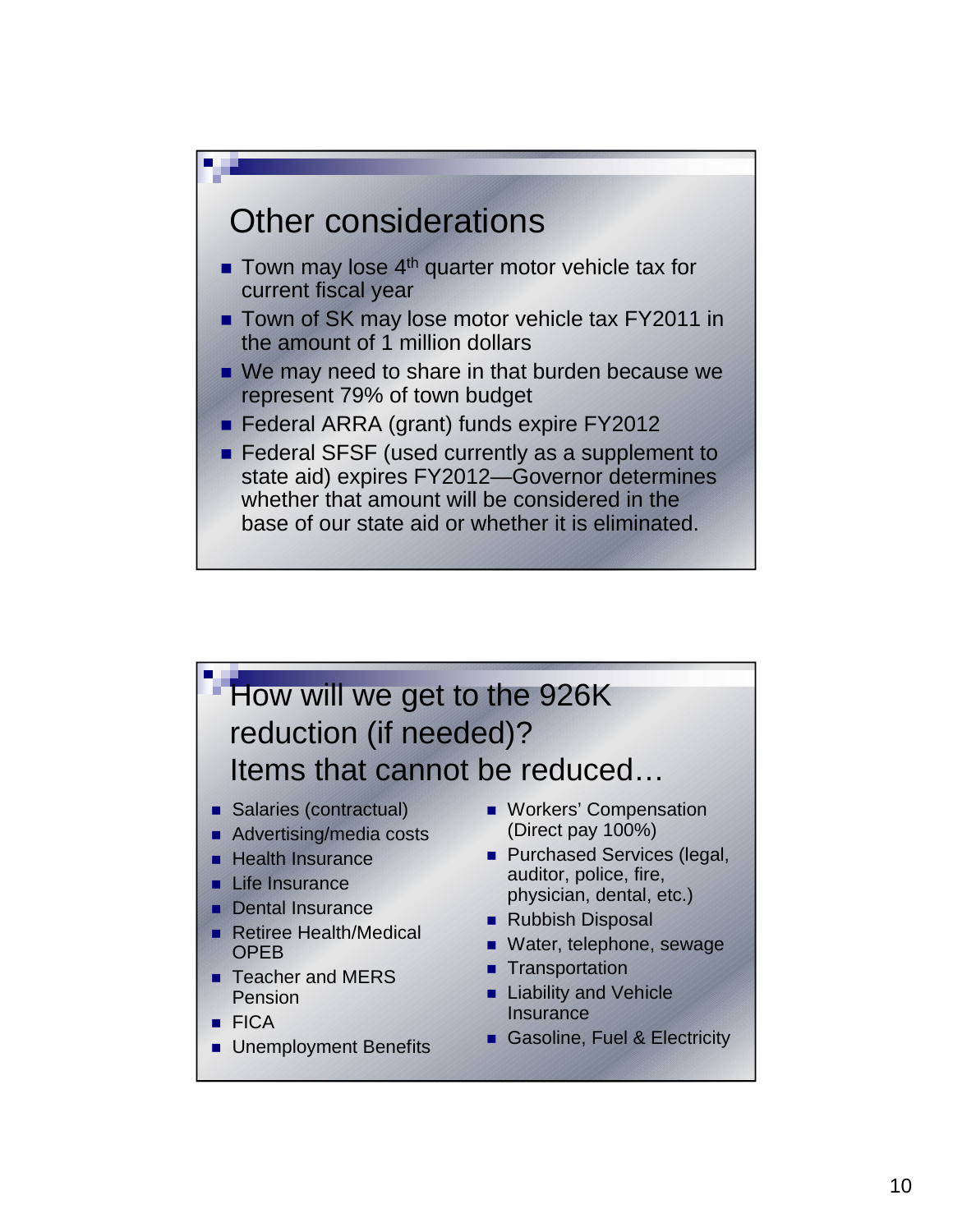## Other considerations

- Town may lose 4th quarter motor vehicle tax for current fiscal year
- Town of SK may lose motor vehicle tax FY2011 in the amount of 1 million dollars
- We may need to share in that burden because we represent 79% of town budget
- Federal ARRA (grant) funds expire FY2012
- Federal SFSF (used currently as a supplement to state aid) expires FY2012—Governor determines whether that amount will be considered in the base of our state aid or whether it is eliminated.

## How will we get to the 926K reduction (if needed)? Items that cannot be reduced…

- Salaries (contractual)
- Advertising/media costs
- Health Insurance
- Life Insurance
- Dental Insurance
- Retiree Health/Medical OPEB
- Teacher and MERS Pension
- FICA
- Unemployment Benefits
- Workers' Compensation (Direct pay 100%)
- Purchased Services (legal, auditor, police, fire, physician, dental, etc.)
- Rubbish Disposal
- Water, telephone, sewage
- Transportation
- Liability and Vehicle Insurance
- Gasoline, Fuel & Electricity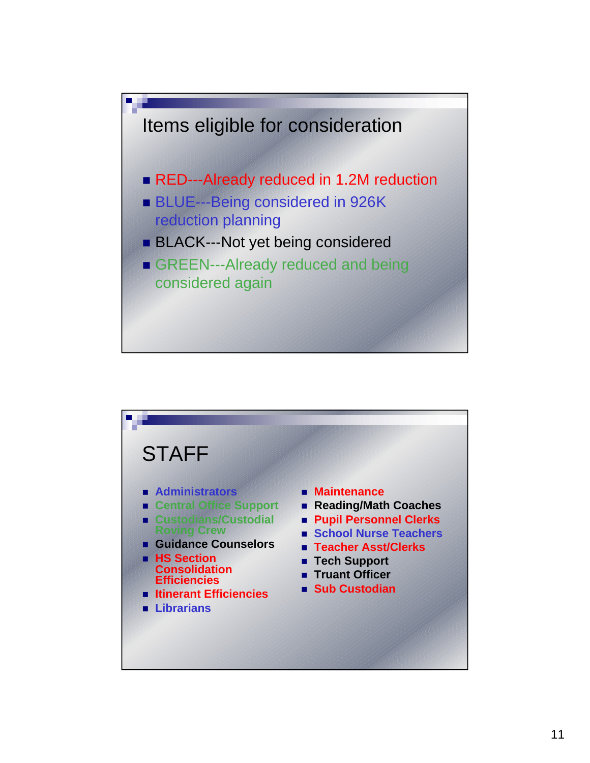## Items eligible for consideration

- RED---Already reduced in 1.2M reduction
- BLUE---Being considered in 926K reduction planning
- BLACK---Not yet being considered
- GREEN---Already reduced and being considered again

## STAFF

- **Administrators**
- **Central Office Support**
- **Custodians/Custodial Roving Crew**
- **Guidance Counselors**
- **HS Section Consolidation Efficiencies**
- **Itinerant Efficiencies**
- **Librarians**
- **Maintenance**
- **Reading/Math Coaches**
- **Pupil Personnel Clerks**
- **School Nurse Teachers**
- **Teacher Asst/Clerks**
- **Tech Support**
- **Truant Officer**
- **Sub Custodian**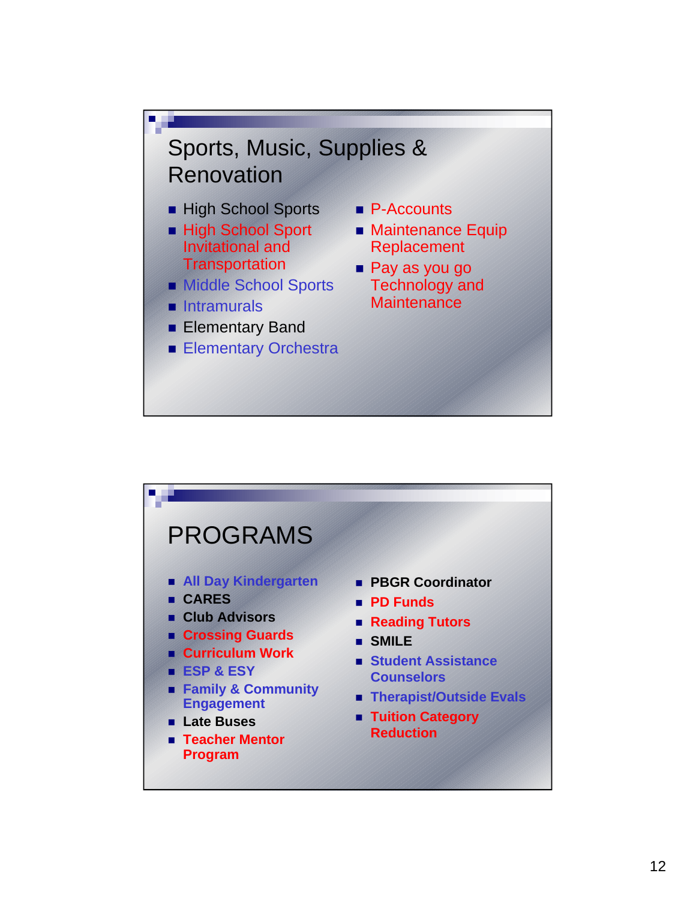## Sports, Music, Supplies & Renovation

- High School Sports
- High School Sport Invitational and Transportation
- Middle School Sports
- Intramurals
- Elementary Band
- Elementary Orchestra
- P-Accounts
- Maintenance Equip Replacement
- Pay as you go Technology and Maintenance

## PROGRAMS

- **All Day Kindergarten**
- **CARES**
- **Club Advisors**
- **Crossing Guards**
- **Curriculum Work**
- **ESP & ESY**
- **Family & Community Engagement**
- **Late Buses**
- **Teacher Mentor Program**
- **PBGR Coordinator**
- **PD Funds**
- **Reading Tutors**
- **SMILE**
- **Student Assistance Counselors**
- **Therapist/Outside Evals**
- **Tuition Category Reduction**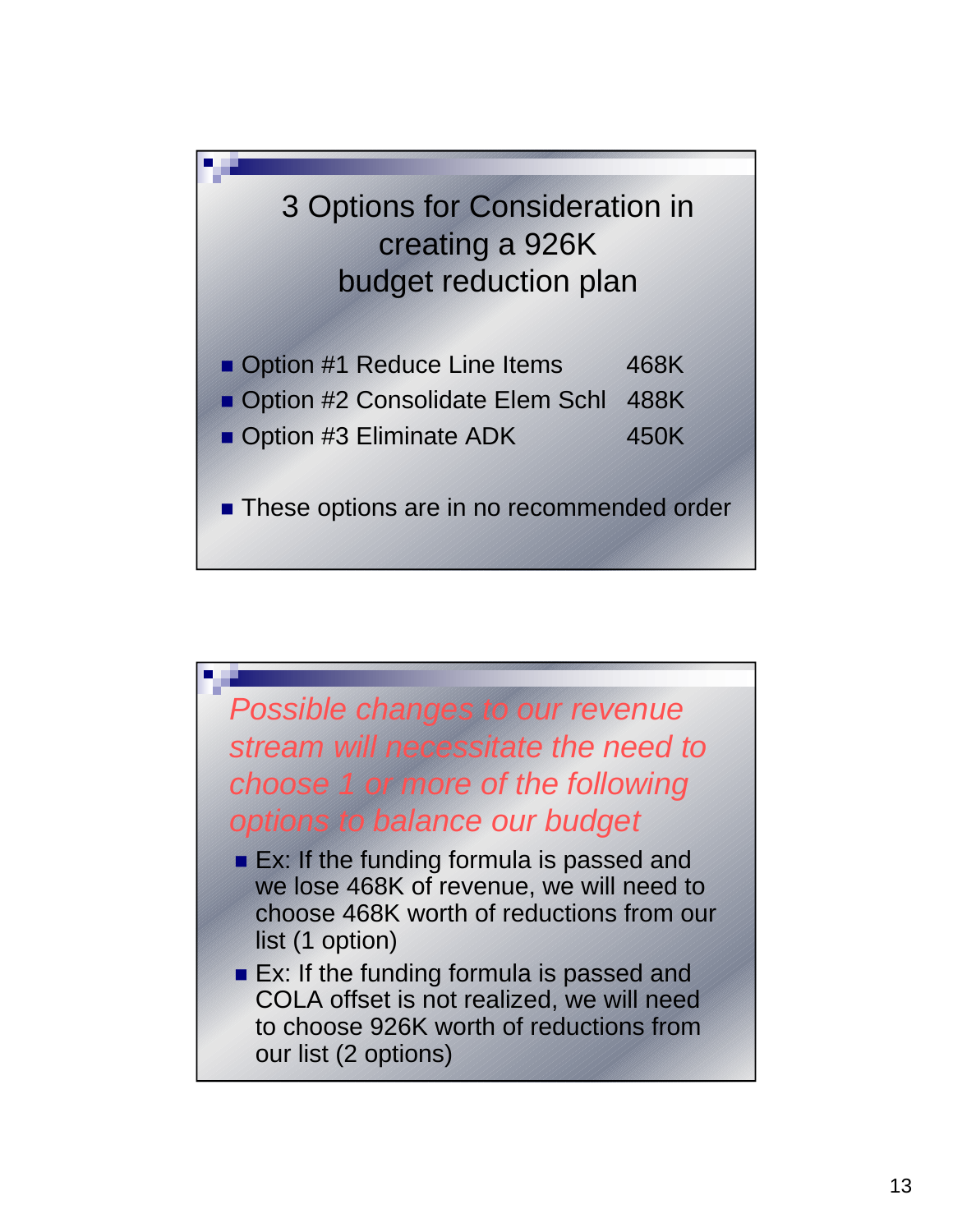## 3 Options for Consideration in creating a 926K budget reduction plan

- Option #1 Reduce Line Items 468K
- Option #2 Consolidate Elem Schl 488K
- Option #3 Eliminate ADK 450K

- These options are in no recommended order

## *Possible changes to our revenue stream will necessitate the need to choose 1 or more of the following options to balance our budget*

- Ex: If the funding formula is passed and we lose 468K of revenue, we will need to choose 468K worth of reductions from our list (1 option)
- Ex: If the funding formula is passed and COLA offset is not realized, we will need to choose 926K worth of reductions from our list (2 options)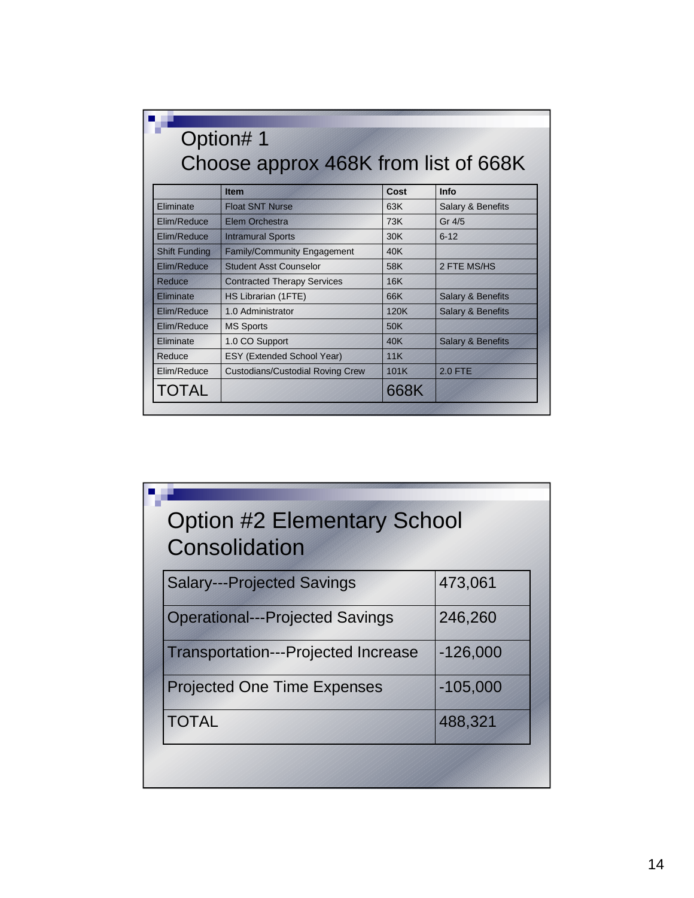## Option# 1
## Choose approx 468K from list of 668K

| | Item | Cost | Info |
|---|---|---|---|
| Eliminate | Float SNT Nurse | 63K | Salary & Benefits |
| Elim/Reduce | Elem Orchestra | 73K | Gr 4/5 |
| Elim/Reduce | Intramural Sports | 30K | 6-12 |
| Shift Funding | Family/Community Engagement | 40K | |
| Elim/Reduce | Student Asst Counselor | 58K | 2 FTE MS/HS |
| Reduce | Contracted Therapy Services | 16K | |
| Eliminate | HS Librarian (1FTE) | 66K | Salary & Benefits |
| Elim/Reduce | 1.0 Administrator | 120K | Salary & Benefits |
| Elim/Reduce | MS Sports | 50K | |
| Eliminate | 1.0 CO Support | 40K | Salary & Benefits |
| Reduce | ESY (Extended School Year) | 11K | |
| Elim/Reduce | Custodians/Custodial Roving Crew | 101K | 2.0 FTE |
| TOTAL | | 668K | |

## Option #2 Elementary School Consolidation

| | |
|---|---|
| Salary---Projected Savings | 473,061 |
| Operational---Projected Savings | 246,260 |
| Transportation---Projected Increase | -126,000 |
| Projected One Time Expenses | -105,000 |
| TOTAL | 488,321 |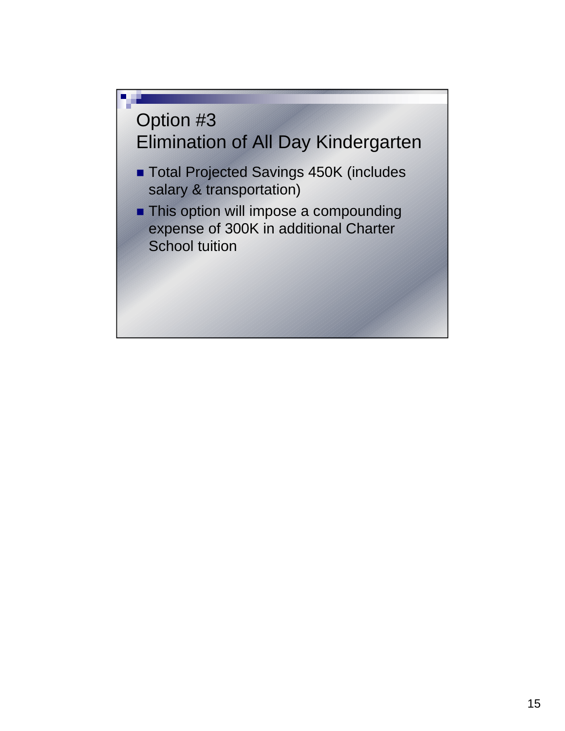# Option #3
# Elimination of All Day Kindergarten

- Total Projected Savings 450K (includes salary & transportation)
- This option will impose a compounding expense of 300K in additional Charter School tuition